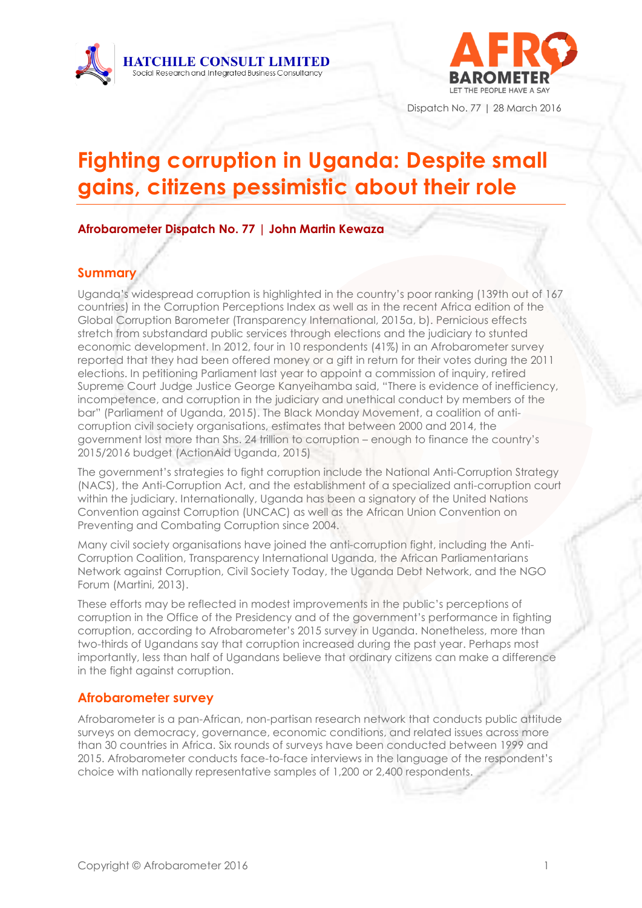Dispatch No. 77 | 28 March 2016

# Fighting corruption in Uganda: Despite small gains, citizens pessimistic about their role

**Afrobarometer Dispatch No. 77 | John Martin Kewaza**

## Summary

Uganda's widespread corruption is highlighted in the country's poor ranking (139th out of 167 countries) in the Corruption Perceptions Index as well as in the recent Africa edition of the Global Corruption Barometer (Transparency International, 2015a, b). Pernicious effects stretch from substandard public services through elections and the judiciary to stunted economic development. In 2012, four in 10 respondents (41%) in an Afrobarometer survey reported that they had been offered money or a gift in return for their votes during the 2011 elections. In petitioning Parliament last year to appoint a commission of inquiry, retired Supreme Court Judge Justice George Kanyeihamba said, "There is evidence of inefficiency, incompetence, and corruption in the judiciary and unethical conduct by members of the bar" (Parliament of Uganda, 2015). The Black Monday Movement, a coalition of anti-corruption civil society organisations, estimates that between 2000 and 2014, the government lost more than Shs. 24 trillion to corruption – enough to finance the country's 2015/2016 budget (ActionAid Uganda, 2015)

The government's strategies to fight corruption include the National Anti-Corruption Strategy (NACS), the Anti-Corruption Act, and the establishment of a specialized anti-corruption court within the judiciary. Internationally, Uganda has been a signatory of the United Nations Convention against Corruption (UNCAC) as well as the African Union Convention on Preventing and Combating Corruption since 2004.

Many civil society organisations have joined the anti-corruption fight, including the Anti-Corruption Coalition, Transparency International Uganda, the African Parliamentarians Network against Corruption, Civil Society Today, the Uganda Debt Network, and the NGO Forum (Martini, 2013).

These efforts may be reflected in modest improvements in the public's perceptions of corruption in the Office of the Presidency and of the government's performance in fighting corruption, according to Afrobarometer's 2015 survey in Uganda. Nonetheless, more than two-thirds of Ugandans say that corruption increased during the past year. Perhaps most importantly, less than half of Ugandans believe that ordinary citizens can make a difference in the fight against corruption.

## Afrobarometer survey

Afrobarometer is a pan-African, non-partisan research network that conducts public attitude surveys on democracy, governance, economic conditions, and related issues across more than 30 countries in Africa. Six rounds of surveys have been conducted between 1999 and 2015. Afrobarometer conducts face-to-face interviews in the language of the respondent's choice with nationally representative samples of 1,200 or 2,400 respondents.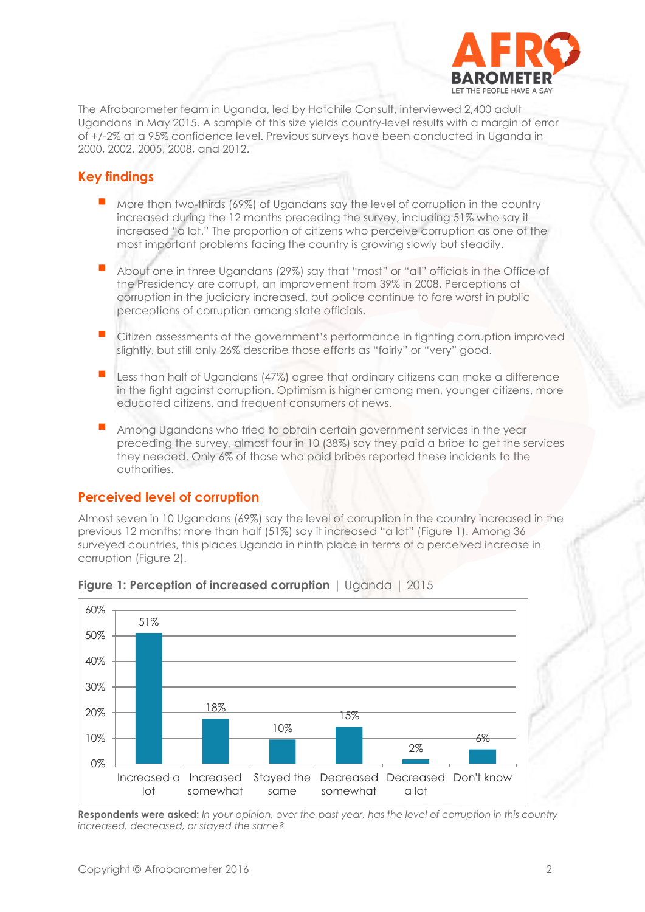The Afrobarometer team in Uganda, led by Hatchile Consult, interviewed 2,400 adult Ugandans in May 2015. A sample of this size yields country-level results with a margin of error of +/-2% at a 95% confidence level. Previous surveys have been conducted in Uganda in 2000, 2002, 2005, 2008, and 2012.

## Key findings

- More than two-thirds (69%) of Ugandans say the level of corruption in the country increased during the 12 months preceding the survey, including 51% who say it increased "a lot." The proportion of citizens who perceive corruption as one of the most important problems facing the country is growing slowly but steadily.
- About one in three Ugandans (29%) say that "most" or "all" officials in the Office of the Presidency are corrupt, an improvement from 39% in 2008. Perceptions of corruption in the judiciary increased, but police continue to fare worst in public perceptions of corruption among state officials.
- Citizen assessments of the government's performance in fighting corruption improved slightly, but still only 26% describe those efforts as "fairly" or "very" good.
- Less than half of Ugandans (47%) agree that ordinary citizens can make a difference in the fight against corruption. Optimism is higher among men, younger citizens, more educated citizens, and frequent consumers of news.
- Among Ugandans who tried to obtain certain government services in the year preceding the survey, almost four in 10 (38%) say they paid a bribe to get the services they needed. Only 6% of those who paid bribes reported these incidents to the authorities.

## Perceived level of corruption

Almost seven in 10 Ugandans (69%) say the level of corruption in the country increased in the previous 12 months; more than half (51%) say it increased "a lot" (Figure 1). Among 36 surveyed countries, this places Uganda in ninth place in terms of a perceived increase in corruption (Figure 2).

**Figure 1: Perception of increased corruption** | Uganda | 2015

| Response | Percentage |
|---|---|
| Increased a lot | 51% |
| Increased somewhat | 18% |
| Stayed the same | 10% |
| Decreased somewhat | 15% |
| Decreased a lot | 2% |
| Don't know | 6% |

**Respondents were asked:** *In your opinion, over the past year, has the level of corruption in this country increased, decreased, or stayed the same?*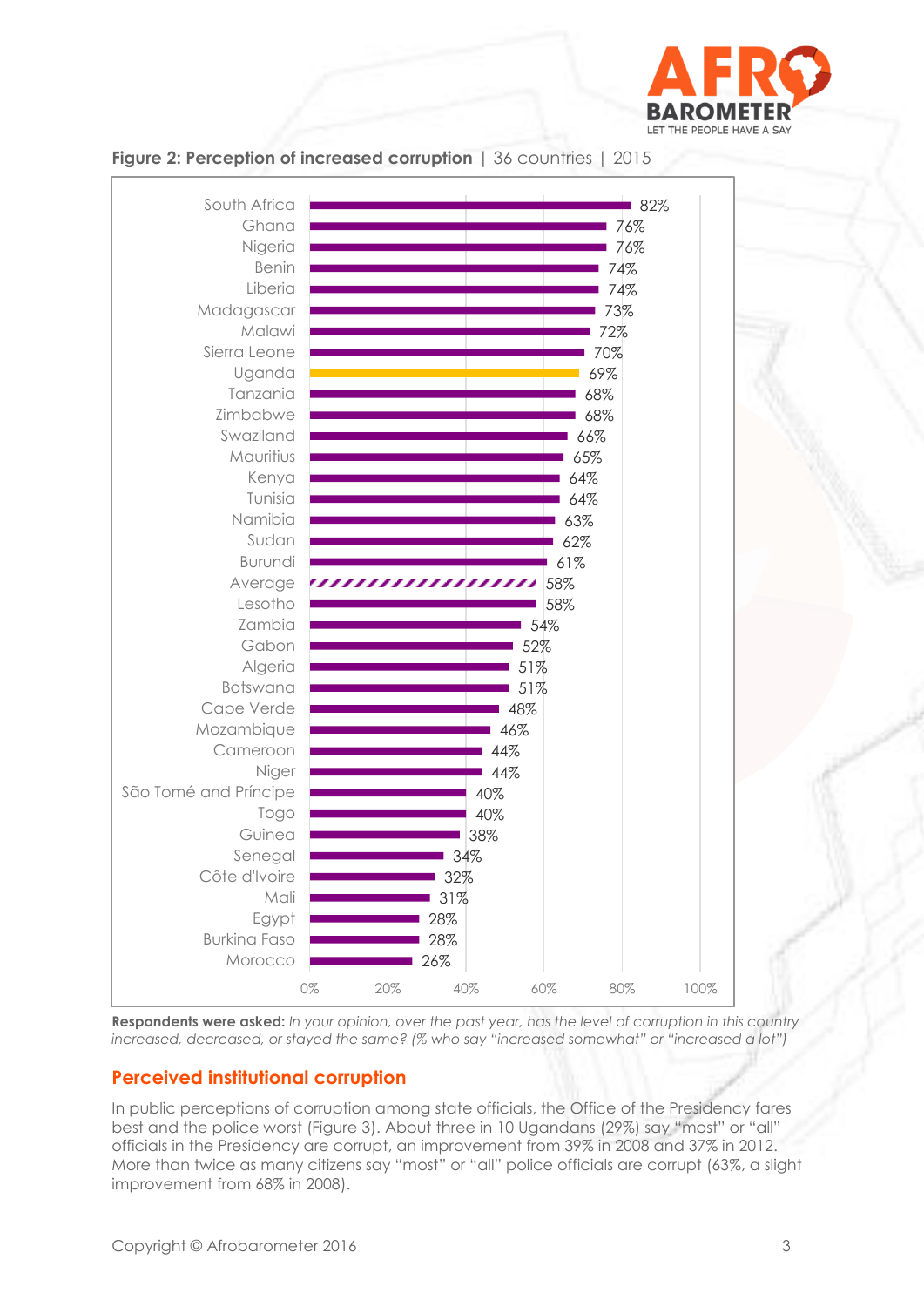**Figure 2: Perception of increased corruption** | 36 countries | 2015

| Country | % |
|---|---|
| South Africa | 82% |
| Ghana | 76% |
| Nigeria | 76% |
| Benin | 74% |
| Liberia | 74% |
| Madagascar | 73% |
| Malawi | 72% |
| Sierra Leone | 70% |
| Uganda | 69% |
| Tanzania | 68% |
| Zimbabwe | 68% |
| Swaziland | 66% |
| Mauritius | 65% |
| Kenya | 64% |
| Tunisia | 64% |
| Namibia | 63% |
| Sudan | 62% |
| Burundi | 61% |
| Average | 58% |
| Lesotho | 58% |
| Zambia | 54% |
| Gabon | 52% |
| Algeria | 51% |
| Botswana | 51% |
| Cape Verde | 48% |
| Mozambique | 46% |
| Cameroon | 44% |
| Niger | 44% |
| São Tomé and Príncipe | 40% |
| Togo | 40% |
| Guinea | 38% |
| Senegal | 34% |
| Côte d'Ivoire | 32% |
| Mali | 31% |
| Egypt | 28% |
| Burkina Faso | 28% |
| Morocco | 26% |

**Respondents were asked:** *In your opinion, over the past year, has the level of corruption in this country increased, decreased, or stayed the same? (% who say "increased somewhat" or "increased a lot")*

## Perceived institutional corruption

In public perceptions of corruption among state officials, the Office of the Presidency fares best and the police worst (Figure 3). About three in 10 Ugandans (29%) say "most" or "all" officials in the Presidency are corrupt, an improvement from 39% in 2008 and 37% in 2012. More than twice as many citizens say "most" or "all" police officials are corrupt (63%, a slight improvement from 68% in 2008).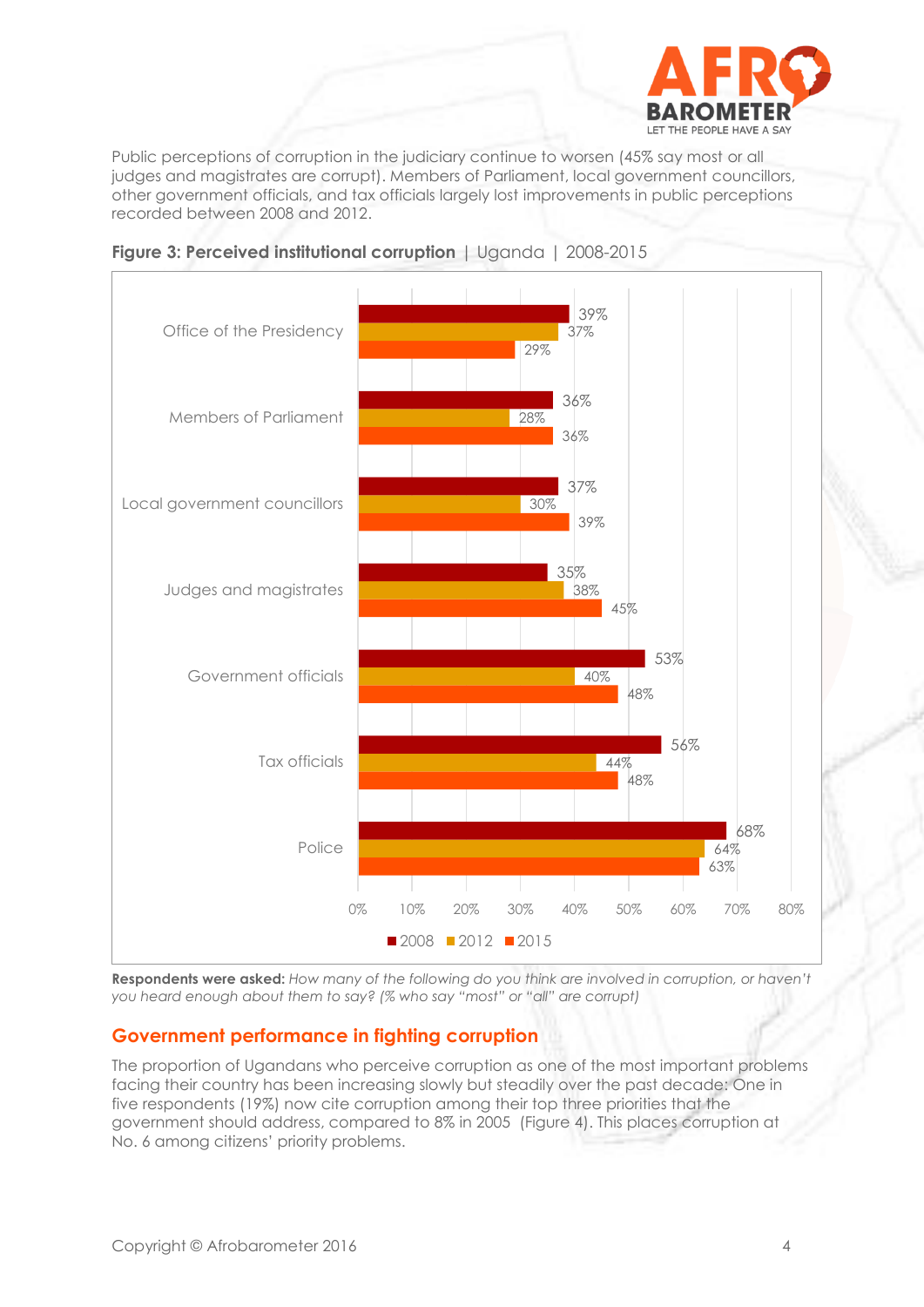Public perceptions of corruption in the judiciary continue to worsen (45% say most or all judges and magistrates are corrupt). Members of Parliament, local government councillors, other government officials, and tax officials largely lost improvements in public perceptions recorded between 2008 and 2012.

**Figure 3: Perceived institutional corruption** | Uganda | 2008-2015

| | 2008 | 2012 | 2015 |
|---|---|---|---|
| Office of the Presidency | 39% | 37% | 29% |
| Members of Parliament | 36% | 28% | 36% |
| Local government councillors | 37% | 30% | 39% |
| Judges and magistrates | 35% | 38% | 45% |
| Government officials | 53% | 40% | 48% |
| Tax officials | 56% | 44% | 48% |
| Police | 68% | 64% | 63% |

**Respondents were asked:** *How many of the following do you think are involved in corruption, or haven't you heard enough about them to say? (% who say "most" or "all" are corrupt)*

## Government performance in fighting corruption

The proportion of Ugandans who perceive corruption as one of the most important problems facing their country has been increasing slowly but steadily over the past decade: One in five respondents (19%) now cite corruption among their top three priorities that the government should address, compared to 8% in 2005 (Figure 4). This places corruption at No. 6 among citizens' priority problems.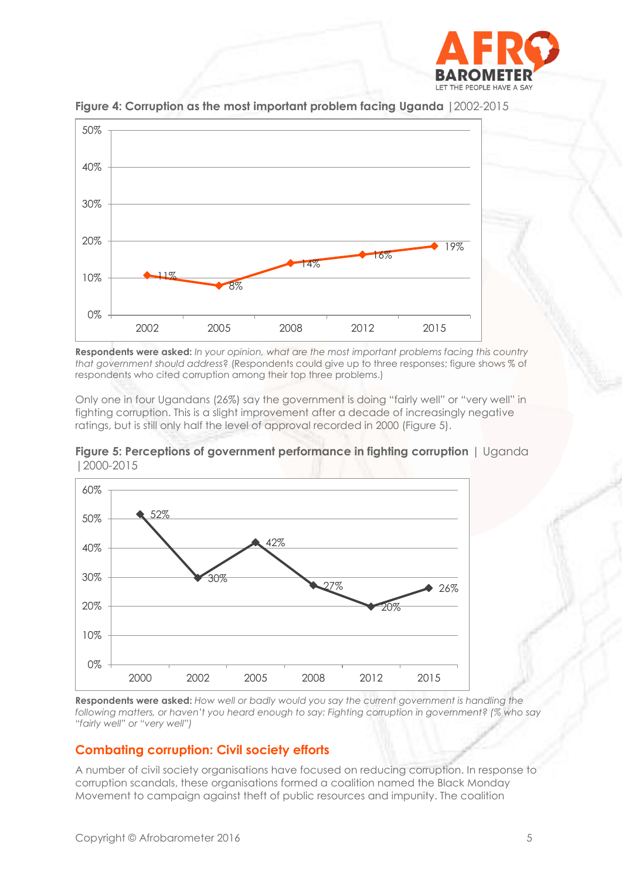**Figure 4: Corruption as the most important problem facing Uganda** | 2002-2015

| Year | % |
|---|---|
| 2002 | 11% |
| 2005 | 8% |
| 2008 | 14% |
| 2012 | 16% |
| 2015 | 19% |

**Respondents were asked:** *In your opinion, what are the most important problems facing this country that government should address?* (Respondents could give up to three responses; figure shows % of respondents who cited corruption among their top three problems.)

Only one in four Ugandans (26%) say the government is doing "fairly well" or "very well" in fighting corruption. This is a slight improvement after a decade of increasingly negative ratings, but is still only half the level of approval recorded in 2000 (Figure 5).

**Figure 5: Perceptions of government performance in fighting corruption** | Uganda | 2000-2015

| Year | % |
|---|---|
| 2000 | 52% |
| 2002 | 30% |
| 2005 | 42% |
| 2008 | 27% |
| 2012 | 20% |
| 2015 | 26% |

**Respondents were asked:** *How well or badly would you say the current government is handling the following matters, or haven't you heard enough to say: Fighting corruption in government? (% who say "fairly well" or "very well")*

## Combating corruption: Civil society efforts

A number of civil society organisations have focused on reducing corruption. In response to corruption scandals, these organisations formed a coalition named the Black Monday Movement to campaign against theft of public resources and impunity. The coalition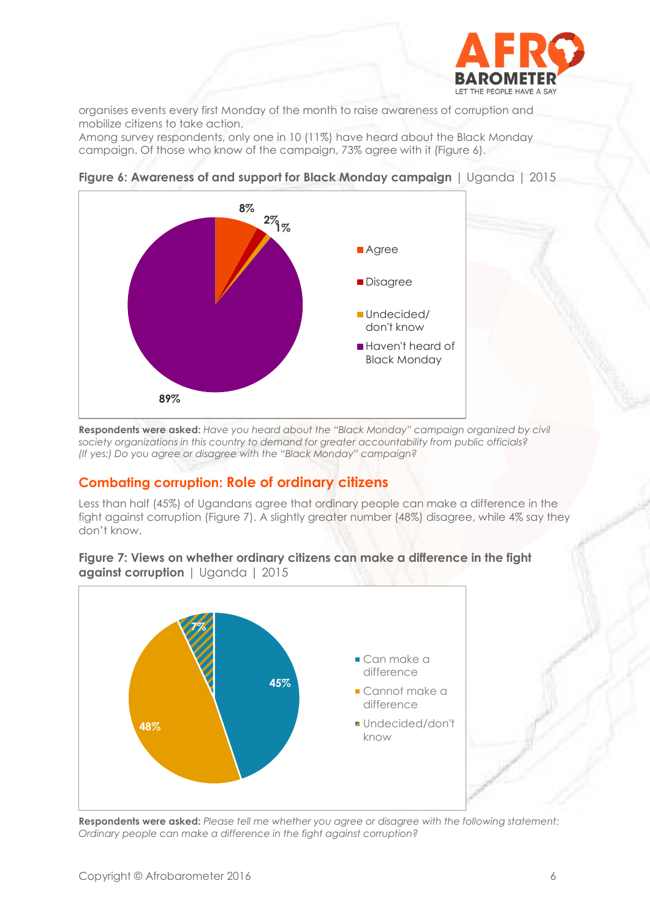organises events every first Monday of the month to raise awareness of corruption and mobilize citizens to take action.

Among survey respondents, only one in 10 (11%) have heard about the Black Monday campaign. Of those who know of the campaign, 73% agree with it (Figure 6).

**Figure 6: Awareness of and support for Black Monday campaign** | Uganda | 2015

| Response | Percent |
|---|---|
| Agree | 8% |
| Disagree | 2% |
| Undecided/ don't know | 1% |
| Haven't heard of Black Monday | 89% |

**Respondents were asked:** *Have you heard about the "Black Monday" campaign organized by civil society organizations in this country to demand for greater accountability from public officials? (If yes:) Do you agree or disagree with the "Black Monday" campaign?*

## Combating corruption: Role of ordinary citizens

Less than half (45%) of Ugandans agree that ordinary people can make a difference in the fight against corruption (Figure 7). A slightly greater number (48%) disagree, while 4% say they don't know.

**Figure 7: Views on whether ordinary citizens can make a difference in the fight against corruption** | Uganda | 2015

| Response | Percent |
|---|---|
| Can make a difference | 45% |
| Cannot make a difference | 48% |
| Undecided/don't know | 7% |

**Respondents were asked:** *Please tell me whether you agree or disagree with the following statement: Ordinary people can make a difference in the fight against corruption?*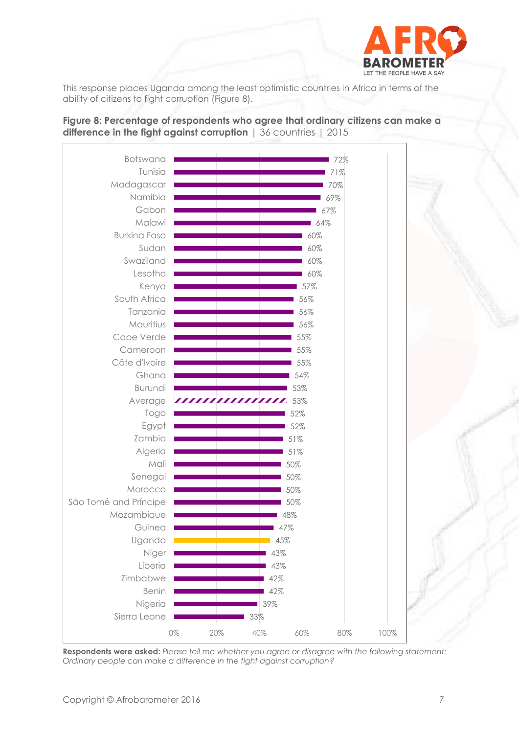This response places Uganda among the least optimistic countries in Africa in terms of the ability of citizens to fight corruption (Figure 8).

**Figure 8: Percentage of respondents who agree that ordinary citizens can make a difference in the fight against corruption** | 36 countries | 2015

| Country | Percentage |
|---|---|
| Botswana | 72% |
| Tunisia | 71% |
| Madagascar | 70% |
| Namibia | 69% |
| Gabon | 67% |
| Malawi | 64% |
| Burkina Faso | 60% |
| Sudan | 60% |
| Swaziland | 60% |
| Lesotho | 60% |
| Kenya | 57% |
| South Africa | 56% |
| Tanzania | 56% |
| Mauritius | 56% |
| Cape Verde | 55% |
| Cameroon | 55% |
| Côte d'Ivoire | 55% |
| Ghana | 54% |
| Burundi | 53% |
| Average | 53% |
| Togo | 52% |
| Egypt | 52% |
| Zambia | 51% |
| Algeria | 51% |
| Mali | 50% |
| Senegal | 50% |
| Morocco | 50% |
| São Tomé and Príncipe | 50% |
| Mozambique | 48% |
| Guinea | 47% |
| Uganda | 45% |
| Niger | 43% |
| Liberia | 43% |
| Zimbabwe | 42% |
| Benin | 42% |
| Nigeria | 39% |
| Sierra Leone | 33% |

**Respondents were asked:** *Please tell me whether you agree or disagree with the following statement: Ordinary people can make a difference in the fight against corruption?*

Copyright © Afrobarometer 2016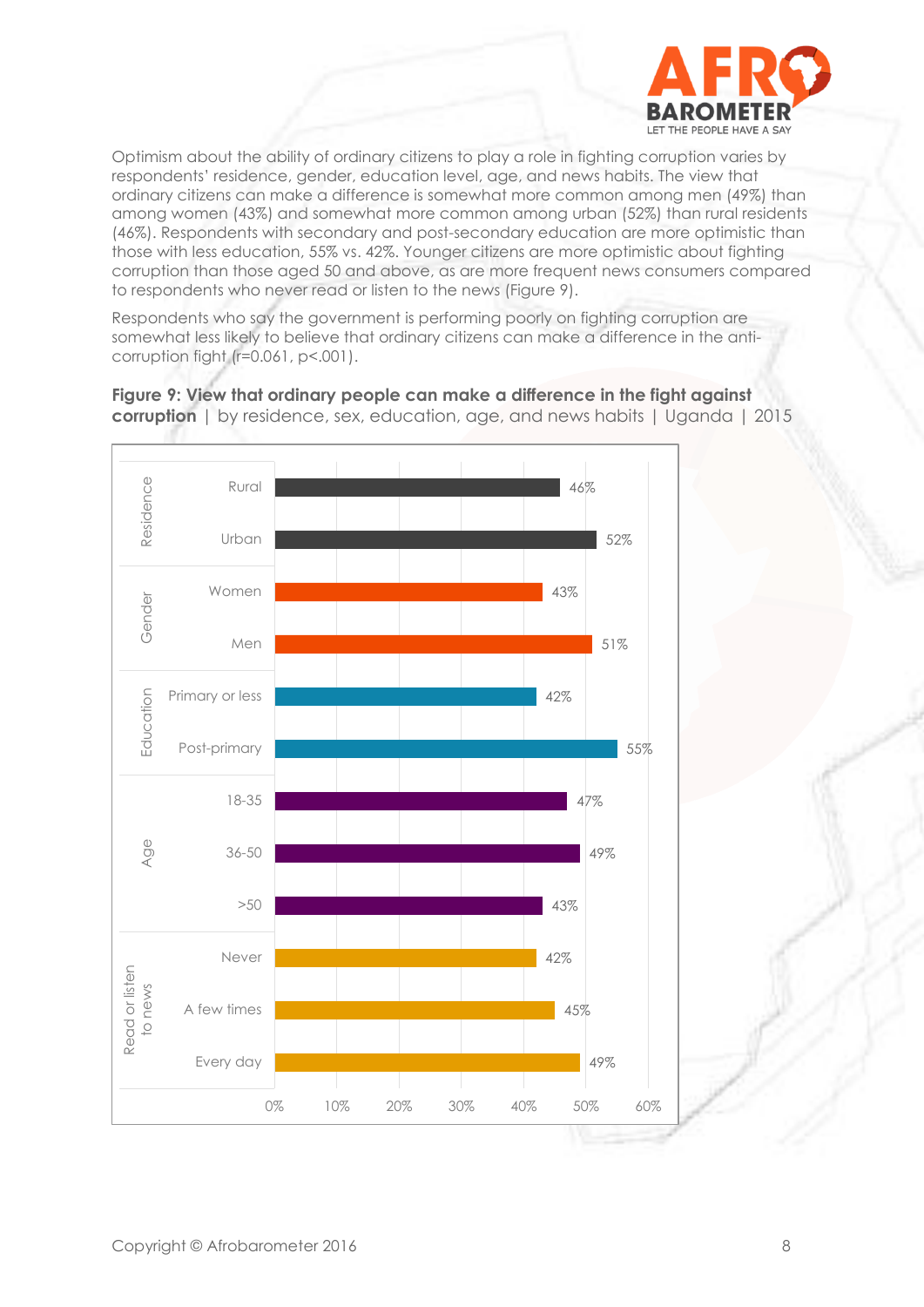Optimism about the ability of ordinary citizens to play a role in fighting corruption varies by respondents' residence, gender, education level, age, and news habits. The view that ordinary citizens can make a difference is somewhat more common among men (49%) than among women (43%) and somewhat more common among urban (52%) than rural residents (46%). Respondents with secondary and post-secondary education are more optimistic than those with less education, 55% vs. 42%. Younger citizens are more optimistic about fighting corruption than those aged 50 and above, as are more frequent news consumers compared to respondents who never read or listen to the news (Figure 9).

Respondents who say the government is performing poorly on fighting corruption are somewhat less likely to believe that ordinary citizens can make a difference in the anti-corruption fight (r=0.061, p<.001).

**Figure 9: View that ordinary people can make a difference in the fight against corruption** | by residence, sex, education, age, and news habits | Uganda | 2015

| Category | Group | % |
|---|---|---|
| Residence | Rural | 46% |
| | Urban | 52% |
| Gender | Women | 43% |
| | Men | 51% |
| Education | Primary or less | 42% |
| | Post-primary | 55% |
| Age | 18-35 | 47% |
| | 36-50 | 49% |
| | >50 | 43% |
| Read or listen to news | Never | 42% |
| | A few times | 45% |
| | Every day | 49% |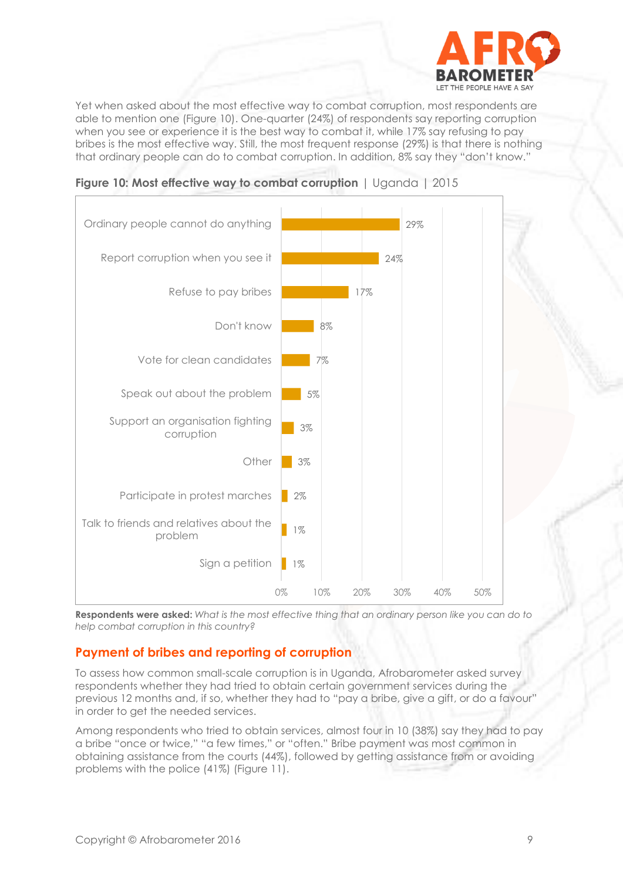Yet when asked about the most effective way to combat corruption, most respondents are able to mention one (Figure 10). One-quarter (24%) of respondents say reporting corruption when you see or experience it is the best way to combat it, while 17% say refusing to pay bribes is the most effective way. Still, the most frequent response (29%) is that there is nothing that ordinary people can do to combat corruption. In addition, 8% say they "don't know."

**Figure 10: Most effective way to combat corruption** | Uganda | 2015

| Response | % |
|---|---|
| Ordinary people cannot do anything | 29% |
| Report corruption when you see it | 24% |
| Refuse to pay bribes | 17% |
| Don't know | 8% |
| Vote for clean candidates | 7% |
| Speak out about the problem | 5% |
| Support an organisation fighting corruption | 3% |
| Other | 3% |
| Participate in protest marches | 2% |
| Talk to friends and relatives about the problem | 1% |
| Sign a petition | 1% |

**Respondents were asked:** *What is the most effective thing that an ordinary person like you can do to help combat corruption in this country?*

## Payment of bribes and reporting of corruption

To assess how common small-scale corruption is in Uganda, Afrobarometer asked survey respondents whether they had tried to obtain certain government services during the previous 12 months and, if so, whether they had to "pay a bribe, give a gift, or do a favour" in order to get the needed services.

Among respondents who tried to obtain services, almost four in 10 (38%) say they had to pay a bribe "once or twice," "a few times," or "often." Bribe payment was most common in obtaining assistance from the courts (44%), followed by getting assistance from or avoiding problems with the police (41%) (Figure 11).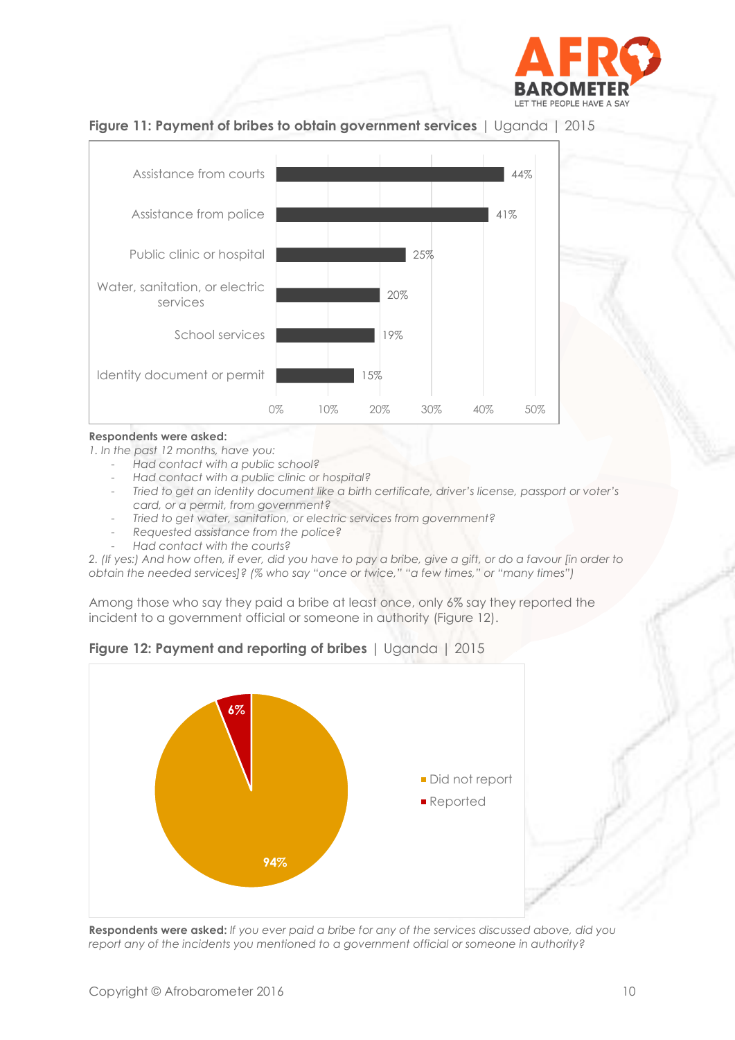**Figure 11: Payment of bribes to obtain government services** | Uganda | 2015

| Service | % |
|---|---|
| Assistance from courts | 44% |
| Assistance from police | 41% |
| Public clinic or hospital | 25% |
| Water, sanitation, or electric services | 20% |
| School services | 19% |
| Identity document or permit | 15% |

**Respondents were asked:**

*1. In the past 12 months, have you:*

- *Had contact with a public school?*
- *Had contact with a public clinic or hospital?*
- *Tried to get an identity document like a birth certificate, driver's license, passport or voter's card, or a permit, from government?*
- *Tried to get water, sanitation, or electric services from government?*
- *Requested assistance from the police?*
- *Had contact with the courts?*

*2. (If yes:) And how often, if ever, did you have to pay a bribe, give a gift, or do a favour [in order to obtain the needed services]? (% who say "once or twice," "a few times," or "many times")*

Among those who say they paid a bribe at least once, only 6% say they reported the incident to a government official or someone in authority (Figure 12).

**Figure 12: Payment and reporting of bribes** | Uganda | 2015

| Response | % |
|---|---|
| Did not report | 94% |
| Reported | 6% |

**Respondents were asked:** *If you ever paid a bribe for any of the services discussed above, did you report any of the incidents you mentioned to a government official or someone in authority?*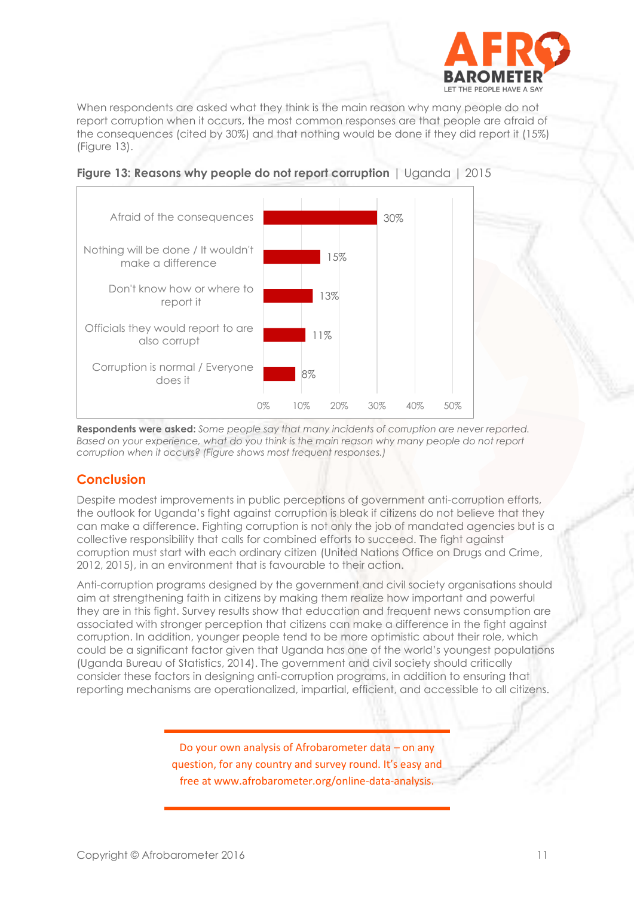When respondents are asked what they think is the main reason why many people do not report corruption when it occurs, the most common responses are that people are afraid of the consequences (cited by 30%) and that nothing would be done if they did report it (15%) (Figure 13).

**Figure 13: Reasons why people do not report corruption** | Uganda | 2015

| Reason | % |
|---|---|
| Afraid of the consequences | 30% |
| Nothing will be done / It wouldn't make a difference | 15% |
| Don't know how or where to report it | 13% |
| Officials they would report to are also corrupt | 11% |
| Corruption is normal / Everyone does it | 8% |

**Respondents were asked:** *Some people say that many incidents of corruption are never reported. Based on your experience, what do you think is the main reason why many people do not report corruption when it occurs? (Figure shows most frequent responses.)*

## Conclusion

Despite modest improvements in public perceptions of government anti-corruption efforts, the outlook for Uganda's fight against corruption is bleak if citizens do not believe that they can make a difference. Fighting corruption is not only the job of mandated agencies but is a collective responsibility that calls for combined efforts to succeed. The fight against corruption must start with each ordinary citizen (United Nations Office on Drugs and Crime, 2012, 2015), in an environment that is favourable to their action.

Anti-corruption programs designed by the government and civil society organisations should aim at strengthening faith in citizens by making them realize how important and powerful they are in this fight. Survey results show that education and frequent news consumption are associated with stronger perception that citizens can make a difference in the fight against corruption. In addition, younger people tend to be more optimistic about their role, which could be a significant factor given that Uganda has one of the world's youngest populations (Uganda Bureau of Statistics, 2014). The government and civil society should critically consider these factors in designing anti-corruption programs, in addition to ensuring that reporting mechanisms are operationalized, impartial, efficient, and accessible to all citizens.

Do your own analysis of Afrobarometer data – on any question, for any country and survey round. It's easy and free at www.afrobarometer.org/online-data-analysis.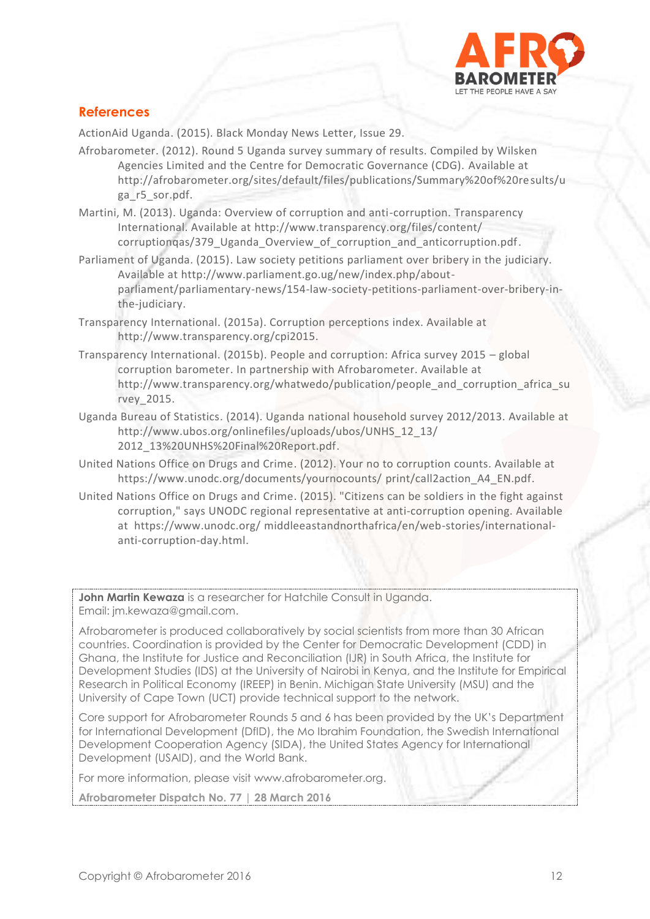## References

ActionAid Uganda. (2015). Black Monday News Letter, Issue 29.

Afrobarometer. (2012). Round 5 Uganda survey summary of results. Compiled by Wilsken Agencies Limited and the Centre for Democratic Governance (CDG). Available at http://afrobarometer.org/sites/default/files/publications/Summary%20of%20results/uga_r5_sor.pdf.

Martini, M. (2013). Uganda: Overview of corruption and anti-corruption. Transparency International. Available at http://www.transparency.org/files/content/corruptionqas/379_Uganda_Overview_of_corruption_and_anticorruption.pdf.

Parliament of Uganda. (2015). Law society petitions parliament over bribery in the judiciary. Available at http://www.parliament.go.ug/new/index.php/about-parliament/parliamentary-news/154-law-society-petitions-parliament-over-bribery-in-the-judiciary.

Transparency International. (2015a). Corruption perceptions index. Available at http://www.transparency.org/cpi2015.

Transparency International. (2015b). People and corruption: Africa survey 2015 – global corruption barometer. In partnership with Afrobarometer. Available at http://www.transparency.org/whatwedo/publication/people_and_corruption_africa_survey_2015.

Uganda Bureau of Statistics. (2014). Uganda national household survey 2012/2013. Available at http://www.ubos.org/onlinefiles/uploads/ubos/UNHS_12_13/2012_13%20UNHS%20Final%20Report.pdf.

United Nations Office on Drugs and Crime. (2012). Your no to corruption counts. Available at https://www.unodc.org/documents/yournocounts/ print/call2action_A4_EN.pdf.

United Nations Office on Drugs and Crime. (2015). "Citizens can be soldiers in the fight against corruption," says UNODC regional representative at anti-corruption opening. Available at https://www.unodc.org/ middleeastandnorthafrica/en/web-stories/international-anti-corruption-day.html.

**John Martin Kewaza** is a researcher for Hatchile Consult in Uganda. Email: jm.kewaza@gmail.com.

Afrobarometer is produced collaboratively by social scientists from more than 30 African countries. Coordination is provided by the Center for Democratic Development (CDD) in Ghana, the Institute for Justice and Reconciliation (IJR) in South Africa, the Institute for Development Studies (IDS) at the University of Nairobi in Kenya, and the Institute for Empirical Research in Political Economy (IREEP) in Benin. Michigan State University (MSU) and the University of Cape Town (UCT) provide technical support to the network.

Core support for Afrobarometer Rounds 5 and 6 has been provided by the UK's Department for International Development (DfID), the Mo Ibrahim Foundation, the Swedish International Development Cooperation Agency (SIDA), the United States Agency for International Development (USAID), and the World Bank.

For more information, please visit www.afrobarometer.org.

**Afrobarometer Dispatch No. 77 | 28 March 2016**